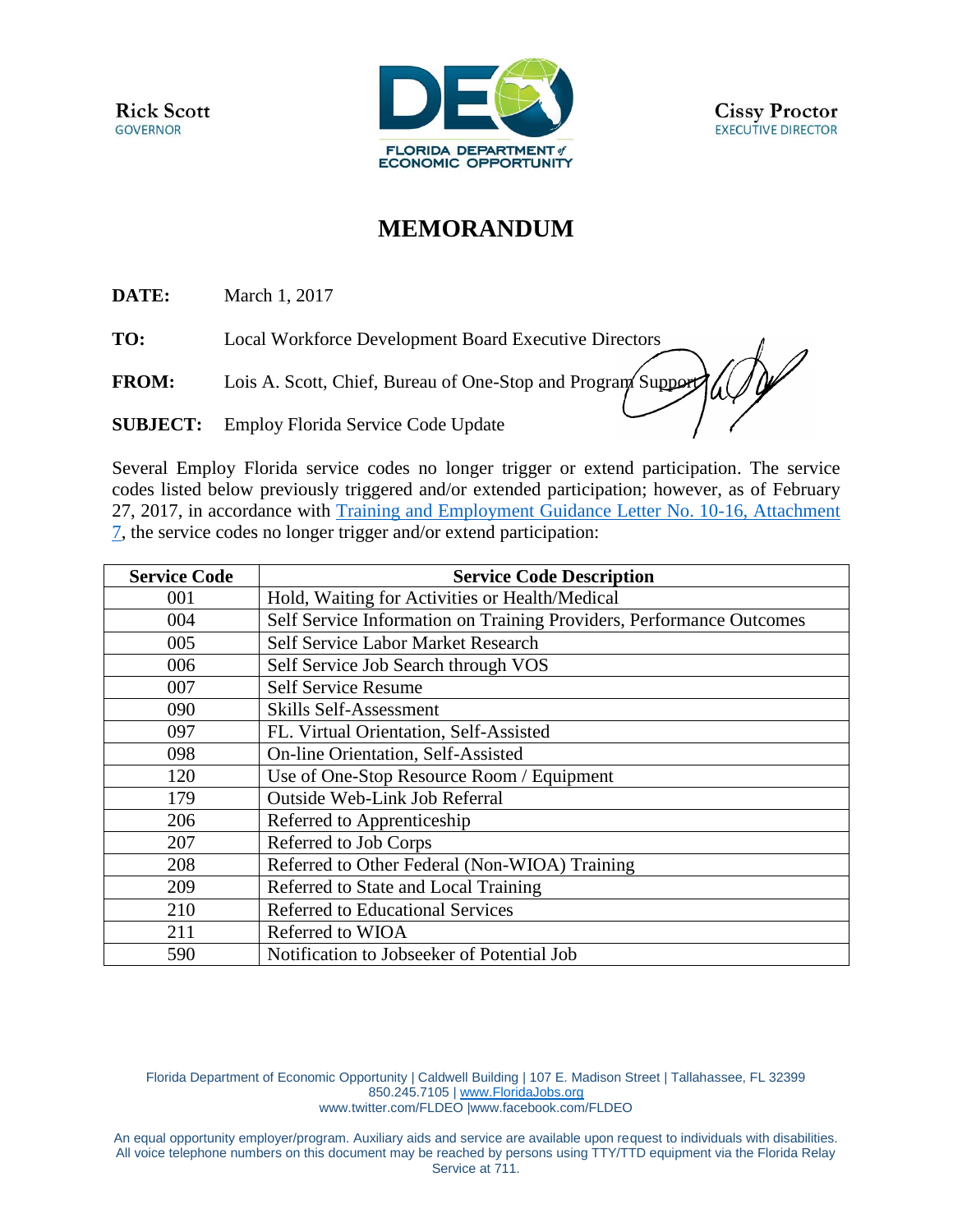Rick Scott
GOVERNOR

FLORIDA DEPARTMENT of ECONOMIC OPPORTUNITY

Cissy Proctor
EXECUTIVE DIRECTOR

# MEMORANDUM

**DATE:** March 1, 2017

**TO:** Local Workforce Development Board Executive Directors

**FROM:** Lois A. Scott, Chief, Bureau of One-Stop and Program Support

**SUBJECT:** Employ Florida Service Code Update

Several Employ Florida service codes no longer trigger or extend participation. The service codes listed below previously triggered and/or extended participation; however, as of February 27, 2017, in accordance with [Training and Employment Guidance Letter No. 10-16, Attachment 7](), the service codes no longer trigger and/or extend participation:

| Service Code | Service Code Description |
| --- | --- |
| 001 | Hold, Waiting for Activities or Health/Medical |
| 004 | Self Service Information on Training Providers, Performance Outcomes |
| 005 | Self Service Labor Market Research |
| 006 | Self Service Job Search through VOS |
| 007 | Self Service Resume |
| 090 | Skills Self-Assessment |
| 097 | FL. Virtual Orientation, Self-Assisted |
| 098 | On-line Orientation, Self-Assisted |
| 120 | Use of One-Stop Resource Room / Equipment |
| 179 | Outside Web-Link Job Referral |
| 206 | Referred to Apprenticeship |
| 207 | Referred to Job Corps |
| 208 | Referred to Other Federal (Non-WIOA) Training |
| 209 | Referred to State and Local Training |
| 210 | Referred to Educational Services |
| 211 | Referred to WIOA |
| 590 | Notification to Jobseeker of Potential Job |

Florida Department of Economic Opportunity | Caldwell Building | 107 E. Madison Street | Tallahassee, FL 32399
850.245.7105 | www.FloridaJobs.org
www.twitter.com/FLDEO |www.facebook.com/FLDEO

An equal opportunity employer/program. Auxiliary aids and service are available upon request to individuals with disabilities. All voice telephone numbers on this document may be reached by persons using TTY/TTD equipment via the Florida Relay Service at 711.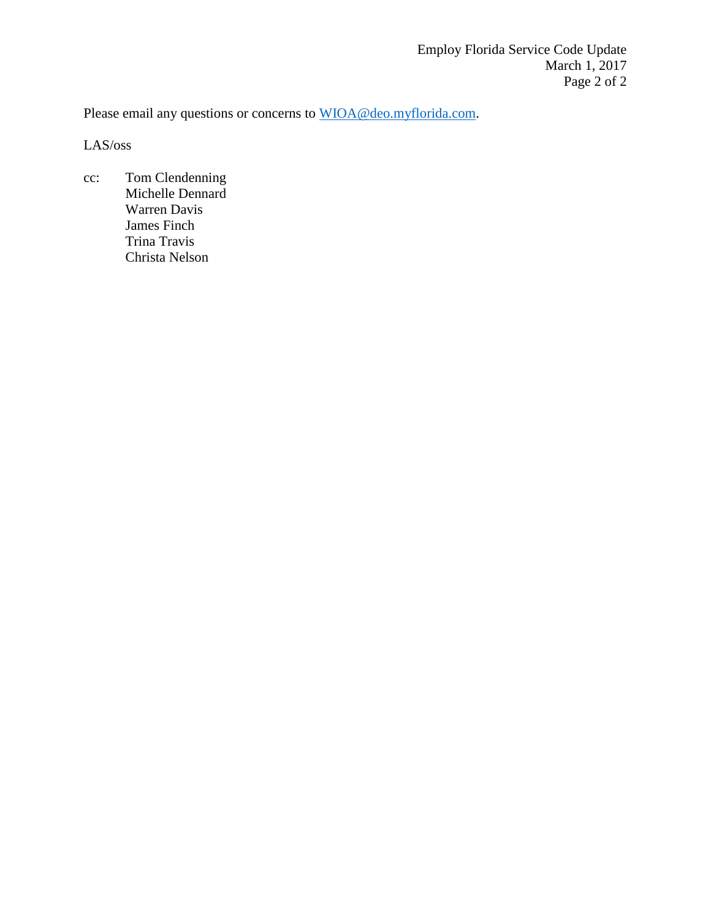Please email any questions or concerns to WIOA@deo.myflorida.com.

LAS/oss

cc: Tom Clendenning
Michelle Dennard
Warren Davis
James Finch
Trina Travis
Christa Nelson